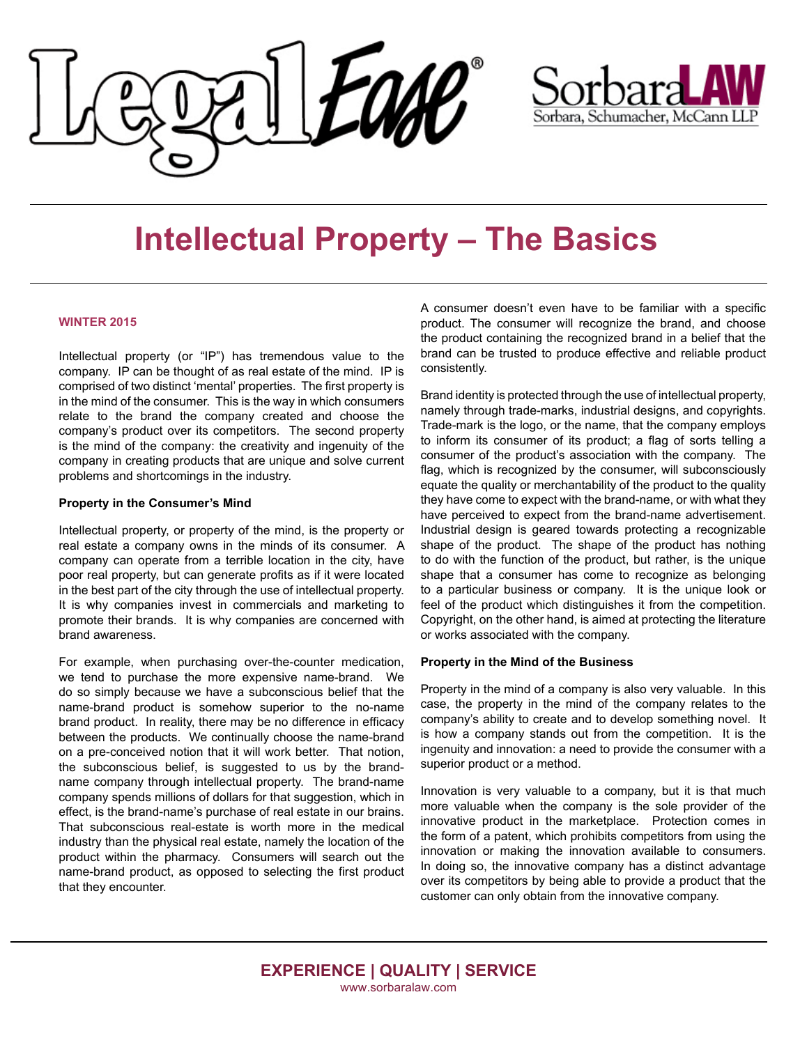LegalEase®

SorbaraLAW
Sorbara, Schumacher, McCann LLP

# Intellectual Property – The Basics

**WINTER 2015**

Intellectual property (or "IP") has tremendous value to the company. IP can be thought of as real estate of the mind. IP is comprised of two distinct 'mental' properties. The first property is in the mind of the consumer. This is the way in which consumers relate to the brand the company created and choose the company's product over its competitors. The second property is the mind of the company: the creativity and ingenuity of the company in creating products that are unique and solve current problems and shortcomings in the industry.

## Property in the Consumer's Mind

Intellectual property, or property of the mind, is the property or real estate a company owns in the minds of its consumer. A company can operate from a terrible location in the city, have poor real property, but can generate profits as if it were located in the best part of the city through the use of intellectual property. It is why companies invest in commercials and marketing to promote their brands. It is why companies are concerned with brand awareness.

For example, when purchasing over-the-counter medication, we tend to purchase the more expensive name-brand. We do so simply because we have a subconscious belief that the name-brand product is somehow superior to the no-name brand product. In reality, there may be no difference in efficacy between the products. We continually choose the name-brand on a pre-conceived notion that it will work better. That notion, the subconscious belief, is suggested to us by the brand-name company through intellectual property. The brand-name company spends millions of dollars for that suggestion, which in effect, is the brand-name's purchase of real estate in our brains. That subconscious real-estate is worth more in the medical industry than the physical real estate, namely the location of the product within the pharmacy. Consumers will search out the name-brand product, as opposed to selecting the first product that they encounter.

A consumer doesn't even have to be familiar with a specific product. The consumer will recognize the brand, and choose the product containing the recognized brand in a belief that the brand can be trusted to produce effective and reliable product consistently.

Brand identity is protected through the use of intellectual property, namely through trade-marks, industrial designs, and copyrights. Trade-mark is the logo, or the name, that the company employs to inform its consumer of its product; a flag of sorts telling a consumer of the product's association with the company. The flag, which is recognized by the consumer, will subconsciously equate the quality or merchantability of the product to the quality they have come to expect with the brand-name, or with what they have perceived to expect from the brand-name advertisement. Industrial design is geared towards protecting a recognizable shape of the product. The shape of the product has nothing to do with the function of the product, but rather, is the unique shape that a consumer has come to recognize as belonging to a particular business or company. It is the unique look or feel of the product which distinguishes it from the competition. Copyright, on the other hand, is aimed at protecting the literature or works associated with the company.

## Property in the Mind of the Business

Property in the mind of a company is also very valuable. In this case, the property in the mind of the company relates to the company's ability to create and to develop something novel. It is how a company stands out from the competition. It is the ingenuity and innovation: a need to provide the consumer with a superior product or a method.

Innovation is very valuable to a company, but it is that much more valuable when the company is the sole provider of the innovative product in the marketplace. Protection comes in the form of a patent, which prohibits competitors from using the innovation or making the innovation available to consumers. In doing so, the innovative company has a distinct advantage over its competitors by being able to provide a product that the customer can only obtain from the innovative company.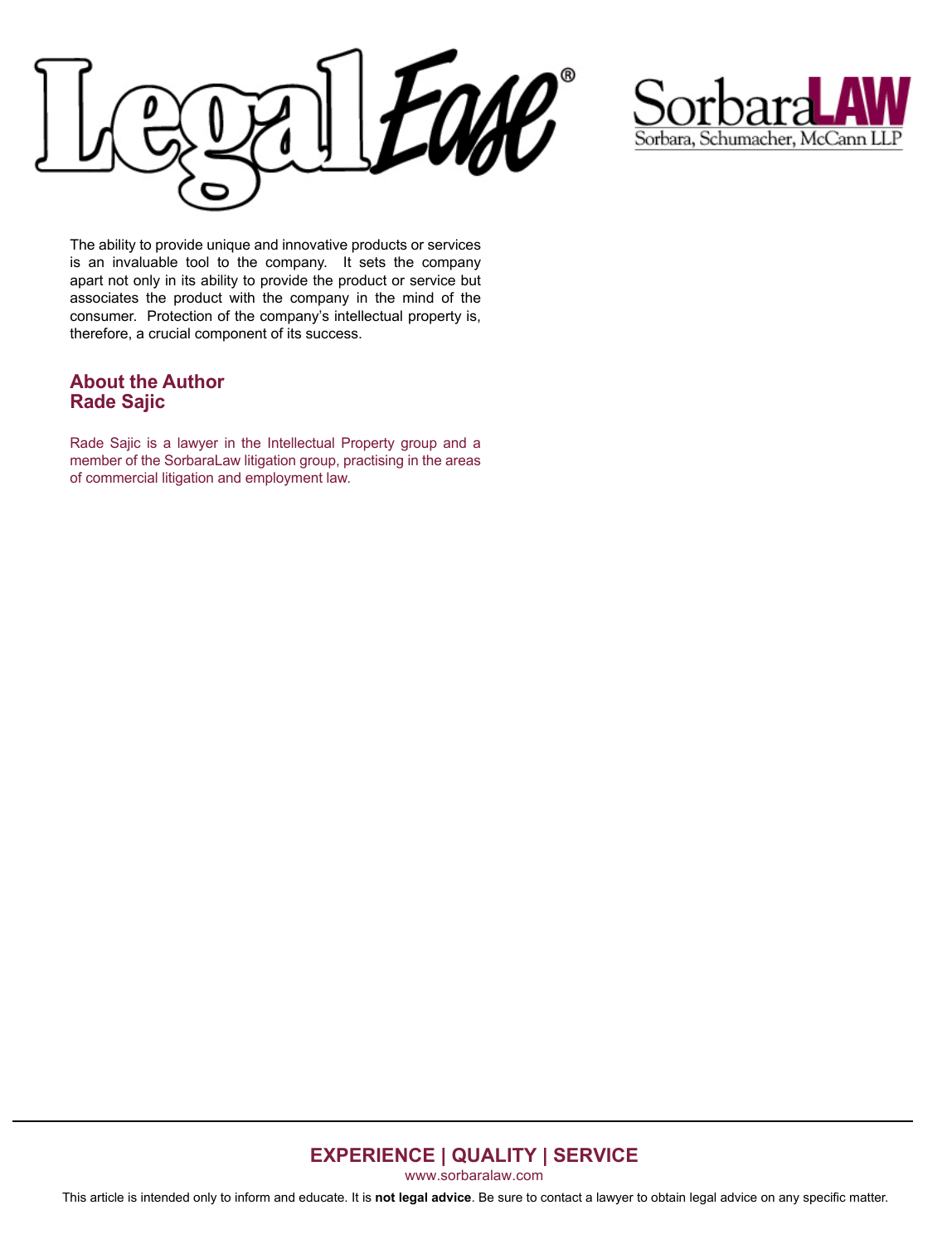The ability to provide unique and innovative products or services is an invaluable tool to the company. It sets the company apart not only in its ability to provide the product or service but associates the product with the company in the mind of the consumer. Protection of the company's intellectual property is, therefore, a crucial component of its success.

## About the Author
## Rade Sajic

Rade Sajic is a lawyer in the Intellectual Property group and a member of the SorbaraLaw litigation group, practising in the areas of commercial litigation and employment law.

**EXPERIENCE | QUALITY | SERVICE**

www.sorbaralaw.com

This article is intended only to inform and educate. It is **not legal advice**. Be sure to contact a lawyer to obtain legal advice on any specific matter.